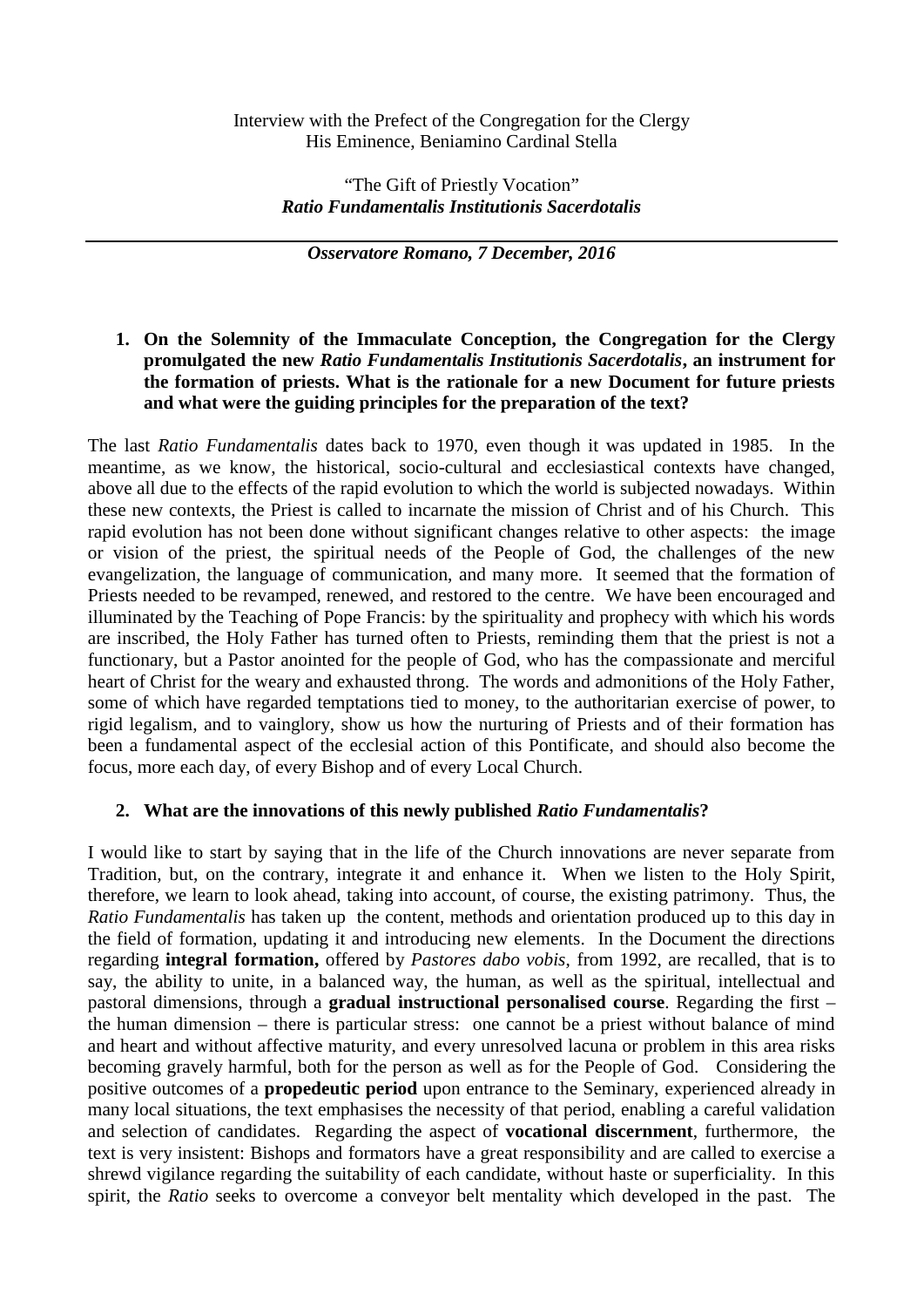Interview with the Prefect of the Congregation for the Clergy
His Eminence, Beniamino Cardinal Stella

"The Gift of Priestly Vocation"
***Ratio Fundamentalis Institutionis Sacerdotalis***

---

***Osservatore Romano, 7 December, 2016***

1. **On the Solemnity of the Immaculate Conception, the Congregation for the Clergy promulgated the new *Ratio Fundamentalis Institutionis Sacerdotalis*, an instrument for the formation of priests. What is the rationale for a new Document for future priests and what were the guiding principles for the preparation of the text?**

The last *Ratio Fundamentalis* dates back to 1970, even though it was updated in 1985. In the meantime, as we know, the historical, socio-cultural and ecclesiastical contexts have changed, above all due to the effects of the rapid evolution to which the world is subjected nowadays. Within these new contexts, the Priest is called to incarnate the mission of Christ and of his Church. This rapid evolution has not been done without significant changes relative to other aspects: the image or vision of the priest, the spiritual needs of the People of God, the challenges of the new evangelization, the language of communication, and many more. It seemed that the formation of Priests needed to be revamped, renewed, and restored to the centre. We have been encouraged and illuminated by the Teaching of Pope Francis: by the spirituality and prophecy with which his words are inscribed, the Holy Father has turned often to Priests, reminding them that the priest is not a functionary, but a Pastor anointed for the people of God, who has the compassionate and merciful heart of Christ for the weary and exhausted throng. The words and admonitions of the Holy Father, some of which have regarded temptations tied to money, to the authoritarian exercise of power, to rigid legalism, and to vainglory, show us how the nurturing of Priests and of their formation has been a fundamental aspect of the ecclesial action of this Pontificate, and should also become the focus, more each day, of every Bishop and of every Local Church.

2. **What are the innovations of this newly published *Ratio Fundamentalis*?**

I would like to start by saying that in the life of the Church innovations are never separate from Tradition, but, on the contrary, integrate it and enhance it. When we listen to the Holy Spirit, therefore, we learn to look ahead, taking into account, of course, the existing patrimony. Thus, the *Ratio Fundamentalis* has taken up the content, methods and orientation produced up to this day in the field of formation, updating it and introducing new elements. In the Document the directions regarding **integral formation,** offered by *Pastores dabo vobis*, from 1992, are recalled, that is to say, the ability to unite, in a balanced way, the human, as well as the spiritual, intellectual and pastoral dimensions, through a **gradual instructional personalised course**. Regarding the first – the human dimension – there is particular stress: one cannot be a priest without balance of mind and heart and without affective maturity, and every unresolved lacuna or problem in this area risks becoming gravely harmful, both for the person as well as for the People of God. Considering the positive outcomes of a **propedeutic period** upon entrance to the Seminary, experienced already in many local situations, the text emphasises the necessity of that period, enabling a careful validation and selection of candidates. Regarding the aspect of **vocational discernment**, furthermore, the text is very insistent: Bishops and formators have a great responsibility and are called to exercise a shrewd vigilance regarding the suitability of each candidate, without haste or superficiality. In this spirit, the *Ratio* seeks to overcome a conveyor belt mentality which developed in the past. The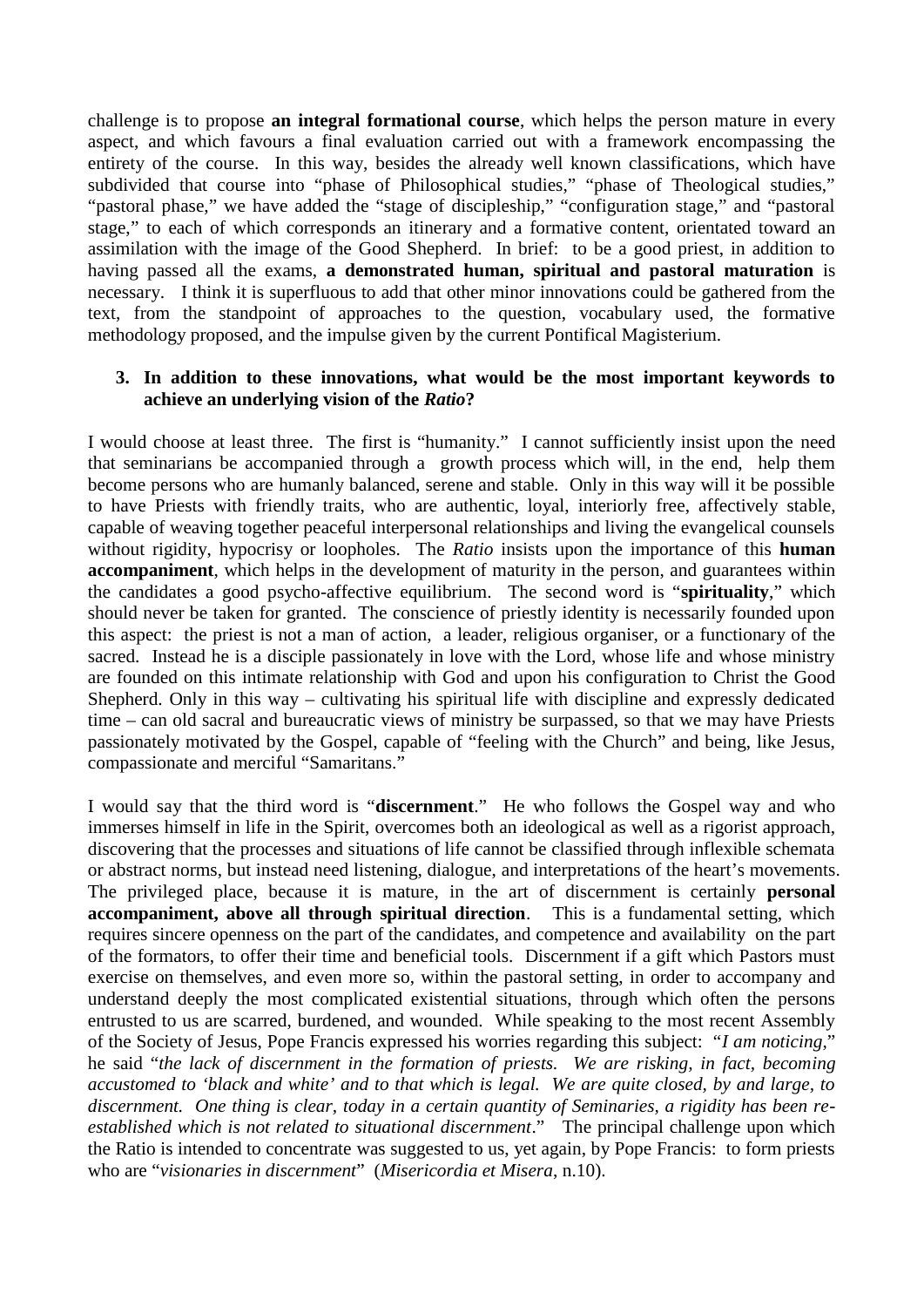challenge is to propose **an integral formational course**, which helps the person mature in every aspect, and which favours a final evaluation carried out with a framework encompassing the entirety of the course. In this way, besides the already well known classifications, which have subdivided that course into "phase of Philosophical studies," "phase of Theological studies," "pastoral phase," we have added the "stage of discipleship," "configuration stage," and "pastoral stage," to each of which corresponds an itinerary and a formative content, orientated toward an assimilation with the image of the Good Shepherd. In brief: to be a good priest, in addition to having passed all the exams, **a demonstrated human, spiritual and pastoral maturation** is necessary. I think it is superfluous to add that other minor innovations could be gathered from the text, from the standpoint of approaches to the question, vocabulary used, the formative methodology proposed, and the impulse given by the current Pontifical Magisterium.

**3. In addition to these innovations, what would be the most important keywords to achieve an underlying vision of the *Ratio*?**

I would choose at least three. The first is "humanity." I cannot sufficiently insist upon the need that seminarians be accompanied through a growth process which will, in the end, help them become persons who are humanly balanced, serene and stable. Only in this way will it be possible to have Priests with friendly traits, who are authentic, loyal, interiorly free, affectively stable, capable of weaving together peaceful interpersonal relationships and living the evangelical counsels without rigidity, hypocrisy or loopholes. The *Ratio* insists upon the importance of this **human accompaniment**, which helps in the development of maturity in the person, and guarantees within the candidates a good psycho-affective equilibrium. The second word is "**spirituality**," which should never be taken for granted. The conscience of priestly identity is necessarily founded upon this aspect: the priest is not a man of action, a leader, religious organiser, or a functionary of the sacred. Instead he is a disciple passionately in love with the Lord, whose life and whose ministry are founded on this intimate relationship with God and upon his configuration to Christ the Good Shepherd. Only in this way – cultivating his spiritual life with discipline and expressly dedicated time – can old sacral and bureaucratic views of ministry be surpassed, so that we may have Priests passionately motivated by the Gospel, capable of "feeling with the Church" and being, like Jesus, compassionate and merciful "Samaritans."

I would say that the third word is "**discernment**." He who follows the Gospel way and who immerses himself in life in the Spirit, overcomes both an ideological as well as a rigorist approach, discovering that the processes and situations of life cannot be classified through inflexible schemata or abstract norms, but instead need listening, dialogue, and interpretations of the heart's movements. The privileged place, because it is mature, in the art of discernment is certainly **personal accompaniment, above all through spiritual direction**. This is a fundamental setting, which requires sincere openness on the part of the candidates, and competence and availability on the part of the formators, to offer their time and beneficial tools. Discernment if a gift which Pastors must exercise on themselves, and even more so, within the pastoral setting, in order to accompany and understand deeply the most complicated existential situations, through which often the persons entrusted to us are scarred, burdened, and wounded. While speaking to the most recent Assembly of the Society of Jesus, Pope Francis expressed his worries regarding this subject: "*I am noticing,*" he said "*the lack of discernment in the formation of priests. We are risking, in fact, becoming accustomed to 'black and white' and to that which is legal. We are quite closed, by and large, to discernment. One thing is clear, today in a certain quantity of Seminaries, a rigidity has been re-established which is not related to situational discernment*." The principal challenge upon which the Ratio is intended to concentrate was suggested to us, yet again, by Pope Francis: to form priests who are "*visionaries in discernment*" (*Misericordia et Misera*, n.10).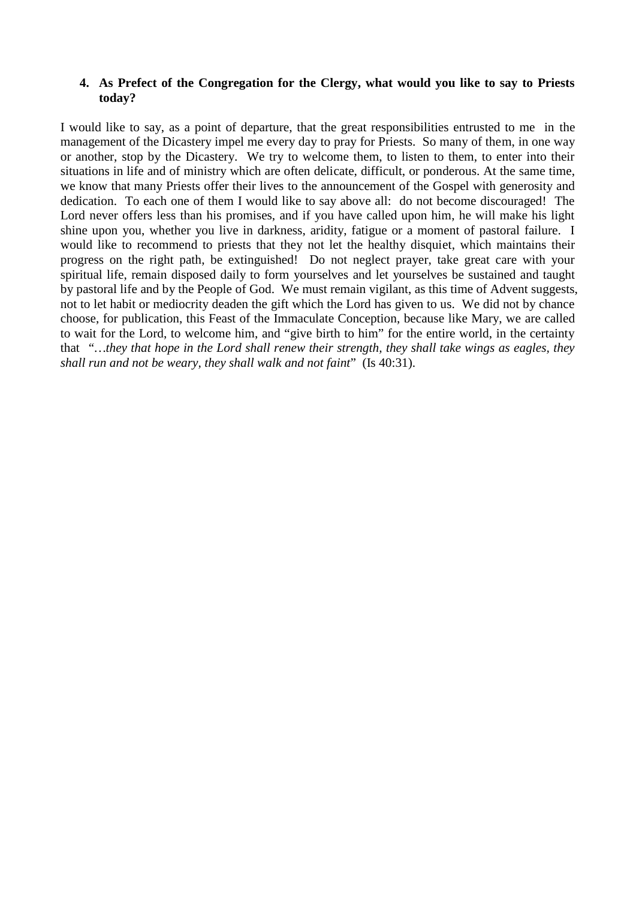4. **As Prefect of the Congregation for the Clergy, what would you like to say to Priests today?**

I would like to say, as a point of departure, that the great responsibilities entrusted to me in the management of the Dicastery impel me every day to pray for Priests. So many of them, in one way or another, stop by the Dicastery. We try to welcome them, to listen to them, to enter into their situations in life and of ministry which are often delicate, difficult, or ponderous. At the same time, we know that many Priests offer their lives to the announcement of the Gospel with generosity and dedication. To each one of them I would like to say above all: do not become discouraged! The Lord never offers less than his promises, and if you have called upon him, he will make his light shine upon you, whether you live in darkness, aridity, fatigue or a moment of pastoral failure. I would like to recommend to priests that they not let the healthy disquiet, which maintains their progress on the right path, be extinguished! Do not neglect prayer, take great care with your spiritual life, remain disposed daily to form yourselves and let yourselves be sustained and taught by pastoral life and by the People of God. We must remain vigilant, as this time of Advent suggests, not to let habit or mediocrity deaden the gift which the Lord has given to us. We did not by chance choose, for publication, this Feast of the Immaculate Conception, because like Mary, we are called to wait for the Lord, to welcome him, and "give birth to him" for the entire world, in the certainty that "*…they that hope in the Lord shall renew their strength, they shall take wings as eagles, they shall run and not be weary, they shall walk and not faint*" (Is 40:31).